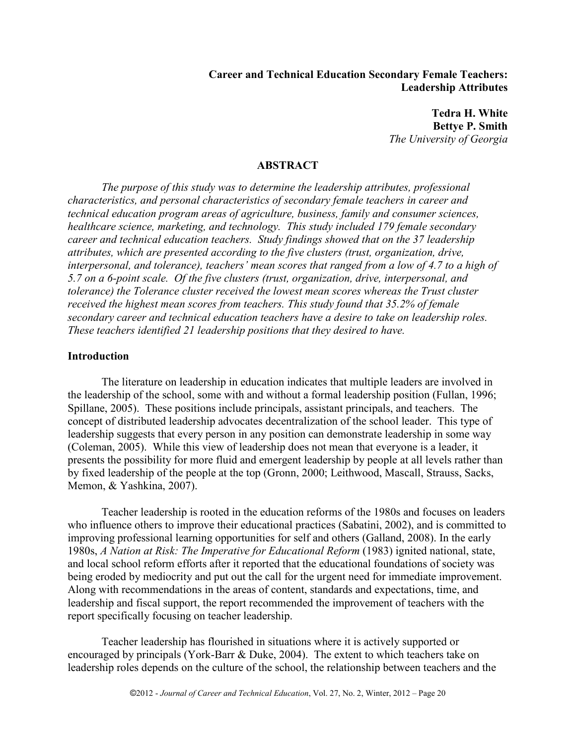**Career and Technical Education Secondary Female Teachers: Leadership Attributes**

**Tedra H. White**
**Bettye P. Smith**
*The University of Georgia*

## ABSTRACT

*The purpose of this study was to determine the leadership attributes, professional characteristics, and personal characteristics of secondary female teachers in career and technical education program areas of agriculture, business, family and consumer sciences, healthcare science, marketing, and technology. This study included 179 female secondary career and technical education teachers. Study findings showed that on the 37 leadership attributes, which are presented according to the five clusters (trust, organization, drive, interpersonal, and tolerance), teachers' mean scores that ranged from a low of 4.7 to a high of 5.7 on a 6-point scale. Of the five clusters (trust, organization, drive, interpersonal, and tolerance) the Tolerance cluster received the lowest mean scores whereas the Trust cluster received the highest mean scores from teachers. This study found that 35.2% of female secondary career and technical education teachers have a desire to take on leadership roles. These teachers identified 21 leadership positions that they desired to have.*

### Introduction

The literature on leadership in education indicates that multiple leaders are involved in the leadership of the school, some with and without a formal leadership position (Fullan, 1996; Spillane, 2005). These positions include principals, assistant principals, and teachers. The concept of distributed leadership advocates decentralization of the school leader. This type of leadership suggests that every person in any position can demonstrate leadership in some way (Coleman, 2005). While this view of leadership does not mean that everyone is a leader, it presents the possibility for more fluid and emergent leadership by people at all levels rather than by fixed leadership of the people at the top (Gronn, 2000; Leithwood, Mascall, Strauss, Sacks, Memon, & Yashkina, 2007).

Teacher leadership is rooted in the education reforms of the 1980s and focuses on leaders who influence others to improve their educational practices (Sabatini, 2002), and is committed to improving professional learning opportunities for self and others (Galland, 2008). In the early 1980s, *A Nation at Risk: The Imperative for Educational Reform* (1983) ignited national, state, and local school reform efforts after it reported that the educational foundations of society was being eroded by mediocrity and put out the call for the urgent need for immediate improvement. Along with recommendations in the areas of content, standards and expectations, time, and leadership and fiscal support, the report recommended the improvement of teachers with the report specifically focusing on teacher leadership.

Teacher leadership has flourished in situations where it is actively supported or encouraged by principals (York-Barr & Duke, 2004). The extent to which teachers take on leadership roles depends on the culture of the school, the relationship between teachers and the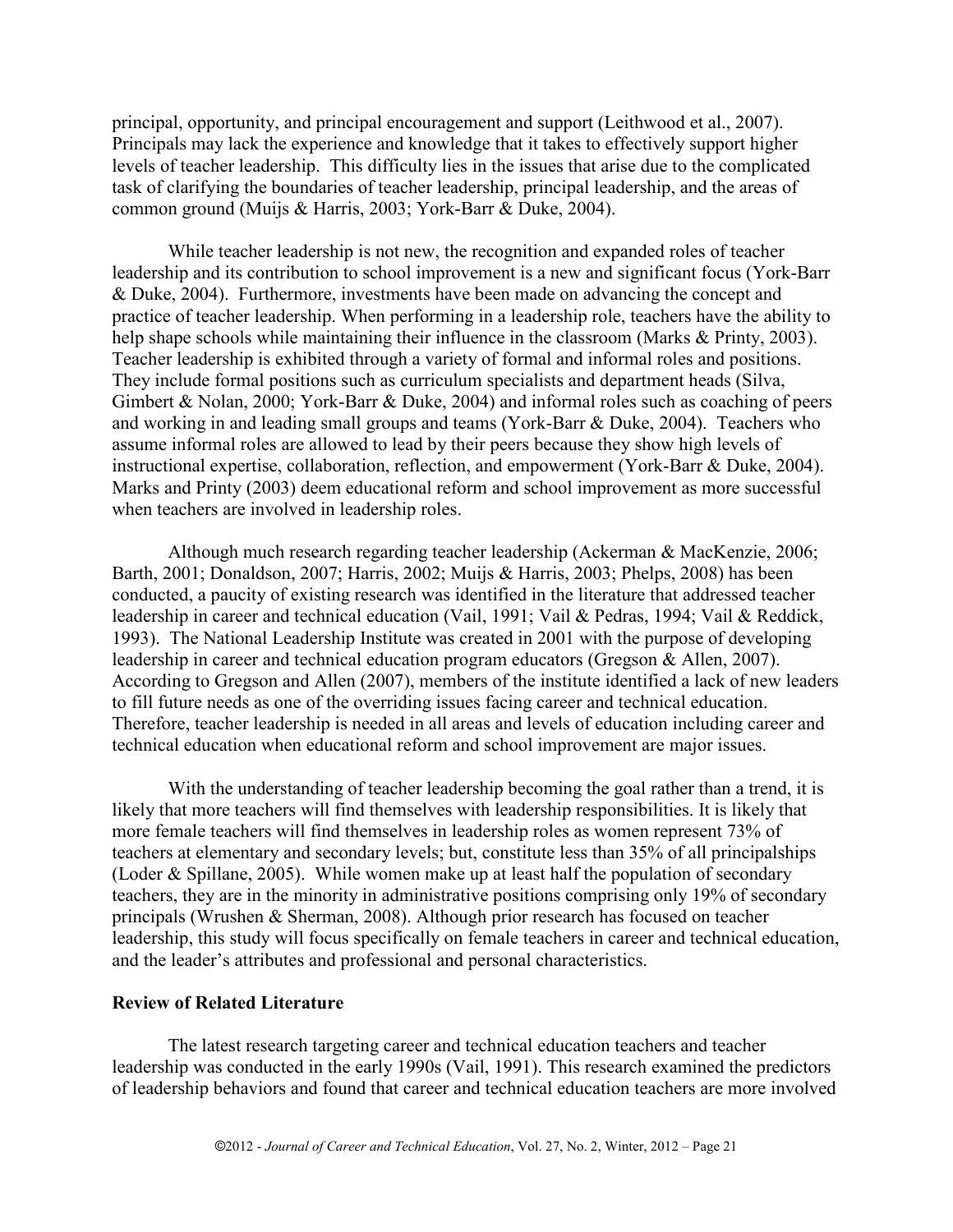principal, opportunity, and principal encouragement and support (Leithwood et al., 2007). Principals may lack the experience and knowledge that it takes to effectively support higher levels of teacher leadership. This difficulty lies in the issues that arise due to the complicated task of clarifying the boundaries of teacher leadership, principal leadership, and the areas of common ground (Muijs & Harris, 2003; York-Barr & Duke, 2004).

While teacher leadership is not new, the recognition and expanded roles of teacher leadership and its contribution to school improvement is a new and significant focus (York-Barr & Duke, 2004). Furthermore, investments have been made on advancing the concept and practice of teacher leadership. When performing in a leadership role, teachers have the ability to help shape schools while maintaining their influence in the classroom (Marks & Printy, 2003). Teacher leadership is exhibited through a variety of formal and informal roles and positions. They include formal positions such as curriculum specialists and department heads (Silva, Gimbert & Nolan, 2000; York-Barr & Duke, 2004) and informal roles such as coaching of peers and working in and leading small groups and teams (York-Barr & Duke, 2004). Teachers who assume informal roles are allowed to lead by their peers because they show high levels of instructional expertise, collaboration, reflection, and empowerment (York-Barr & Duke, 2004). Marks and Printy (2003) deem educational reform and school improvement as more successful when teachers are involved in leadership roles.

Although much research regarding teacher leadership (Ackerman & MacKenzie, 2006; Barth, 2001; Donaldson, 2007; Harris, 2002; Muijs & Harris, 2003; Phelps, 2008) has been conducted, a paucity of existing research was identified in the literature that addressed teacher leadership in career and technical education (Vail, 1991; Vail & Pedras, 1994; Vail & Reddick, 1993). The National Leadership Institute was created in 2001 with the purpose of developing leadership in career and technical education program educators (Gregson & Allen, 2007). According to Gregson and Allen (2007), members of the institute identified a lack of new leaders to fill future needs as one of the overriding issues facing career and technical education. Therefore, teacher leadership is needed in all areas and levels of education including career and technical education when educational reform and school improvement are major issues.

With the understanding of teacher leadership becoming the goal rather than a trend, it is likely that more teachers will find themselves with leadership responsibilities. It is likely that more female teachers will find themselves in leadership roles as women represent 73% of teachers at elementary and secondary levels; but, constitute less than 35% of all principalships (Loder & Spillane, 2005). While women make up at least half the population of secondary teachers, they are in the minority in administrative positions comprising only 19% of secondary principals (Wrushen & Sherman, 2008). Although prior research has focused on teacher leadership, this study will focus specifically on female teachers in career and technical education, and the leader's attributes and professional and personal characteristics.

## Review of Related Literature

The latest research targeting career and technical education teachers and teacher leadership was conducted in the early 1990s (Vail, 1991). This research examined the predictors of leadership behaviors and found that career and technical education teachers are more involved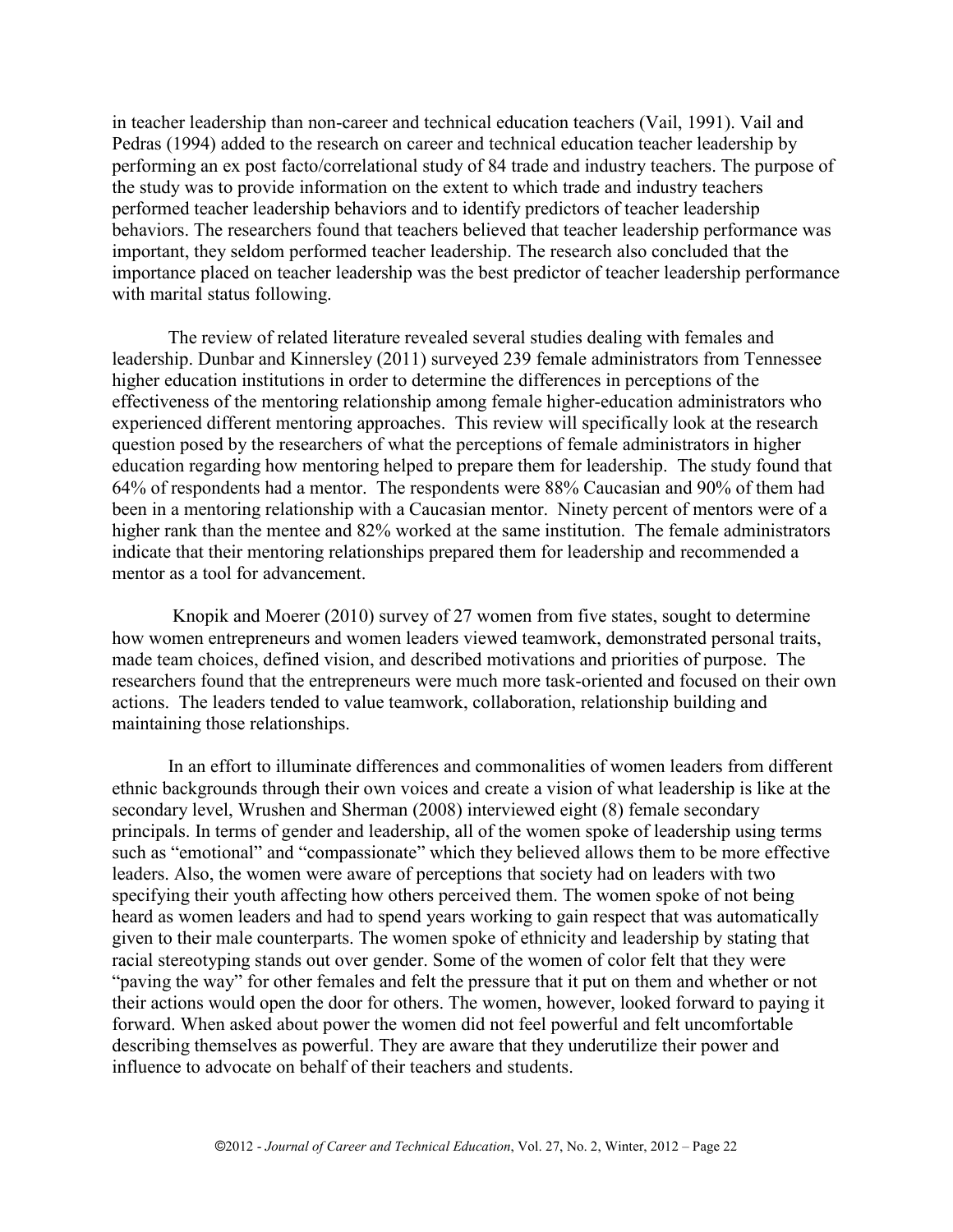in teacher leadership than non-career and technical education teachers (Vail, 1991). Vail and Pedras (1994) added to the research on career and technical education teacher leadership by performing an ex post facto/correlational study of 84 trade and industry teachers. The purpose of the study was to provide information on the extent to which trade and industry teachers performed teacher leadership behaviors and to identify predictors of teacher leadership behaviors. The researchers found that teachers believed that teacher leadership performance was important, they seldom performed teacher leadership. The research also concluded that the importance placed on teacher leadership was the best predictor of teacher leadership performance with marital status following.

The review of related literature revealed several studies dealing with females and leadership. Dunbar and Kinnersley (2011) surveyed 239 female administrators from Tennessee higher education institutions in order to determine the differences in perceptions of the effectiveness of the mentoring relationship among female higher-education administrators who experienced different mentoring approaches. This review will specifically look at the research question posed by the researchers of what the perceptions of female administrators in higher education regarding how mentoring helped to prepare them for leadership. The study found that 64% of respondents had a mentor. The respondents were 88% Caucasian and 90% of them had been in a mentoring relationship with a Caucasian mentor. Ninety percent of mentors were of a higher rank than the mentee and 82% worked at the same institution. The female administrators indicate that their mentoring relationships prepared them for leadership and recommended a mentor as a tool for advancement.

Knopik and Moerer (2010) survey of 27 women from five states, sought to determine how women entrepreneurs and women leaders viewed teamwork, demonstrated personal traits, made team choices, defined vision, and described motivations and priorities of purpose. The researchers found that the entrepreneurs were much more task-oriented and focused on their own actions. The leaders tended to value teamwork, collaboration, relationship building and maintaining those relationships.

In an effort to illuminate differences and commonalities of women leaders from different ethnic backgrounds through their own voices and create a vision of what leadership is like at the secondary level, Wrushen and Sherman (2008) interviewed eight (8) female secondary principals. In terms of gender and leadership, all of the women spoke of leadership using terms such as "emotional" and "compassionate" which they believed allows them to be more effective leaders. Also, the women were aware of perceptions that society had on leaders with two specifying their youth affecting how others perceived them. The women spoke of not being heard as women leaders and had to spend years working to gain respect that was automatically given to their male counterparts. The women spoke of ethnicity and leadership by stating that racial stereotyping stands out over gender. Some of the women of color felt that they were "paving the way" for other females and felt the pressure that it put on them and whether or not their actions would open the door for others. The women, however, looked forward to paying it forward. When asked about power the women did not feel powerful and felt uncomfortable describing themselves as powerful. They are aware that they underutilize their power and influence to advocate on behalf of their teachers and students.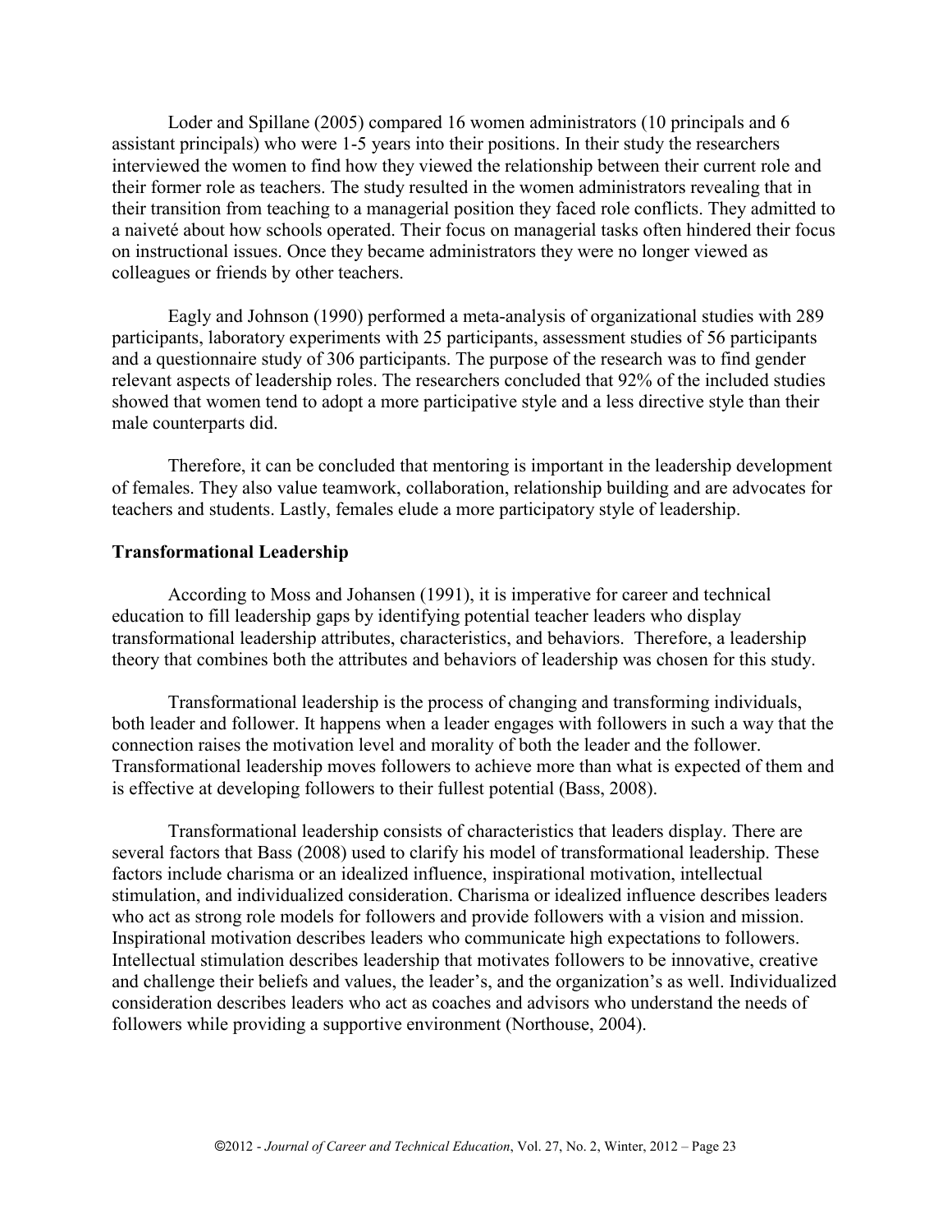Loder and Spillane (2005) compared 16 women administrators (10 principals and 6 assistant principals) who were 1-5 years into their positions. In their study the researchers interviewed the women to find how they viewed the relationship between their current role and their former role as teachers. The study resulted in the women administrators revealing that in their transition from teaching to a managerial position they faced role conflicts. They admitted to a naiveté about how schools operated. Their focus on managerial tasks often hindered their focus on instructional issues. Once they became administrators they were no longer viewed as colleagues or friends by other teachers.

Eagly and Johnson (1990) performed a meta-analysis of organizational studies with 289 participants, laboratory experiments with 25 participants, assessment studies of 56 participants and a questionnaire study of 306 participants. The purpose of the research was to find gender relevant aspects of leadership roles. The researchers concluded that 92% of the included studies showed that women tend to adopt a more participative style and a less directive style than their male counterparts did.

Therefore, it can be concluded that mentoring is important in the leadership development of females. They also value teamwork, collaboration, relationship building and are advocates for teachers and students. Lastly, females elude a more participatory style of leadership.

**Transformational Leadership**

According to Moss and Johansen (1991), it is imperative for career and technical education to fill leadership gaps by identifying potential teacher leaders who display transformational leadership attributes, characteristics, and behaviors. Therefore, a leadership theory that combines both the attributes and behaviors of leadership was chosen for this study.

Transformational leadership is the process of changing and transforming individuals, both leader and follower. It happens when a leader engages with followers in such a way that the connection raises the motivation level and morality of both the leader and the follower. Transformational leadership moves followers to achieve more than what is expected of them and is effective at developing followers to their fullest potential (Bass, 2008).

Transformational leadership consists of characteristics that leaders display. There are several factors that Bass (2008) used to clarify his model of transformational leadership. These factors include charisma or an idealized influence, inspirational motivation, intellectual stimulation, and individualized consideration. Charisma or idealized influence describes leaders who act as strong role models for followers and provide followers with a vision and mission. Inspirational motivation describes leaders who communicate high expectations to followers. Intellectual stimulation describes leadership that motivates followers to be innovative, creative and challenge their beliefs and values, the leader's, and the organization's as well. Individualized consideration describes leaders who act as coaches and advisors who understand the needs of followers while providing a supportive environment (Northouse, 2004).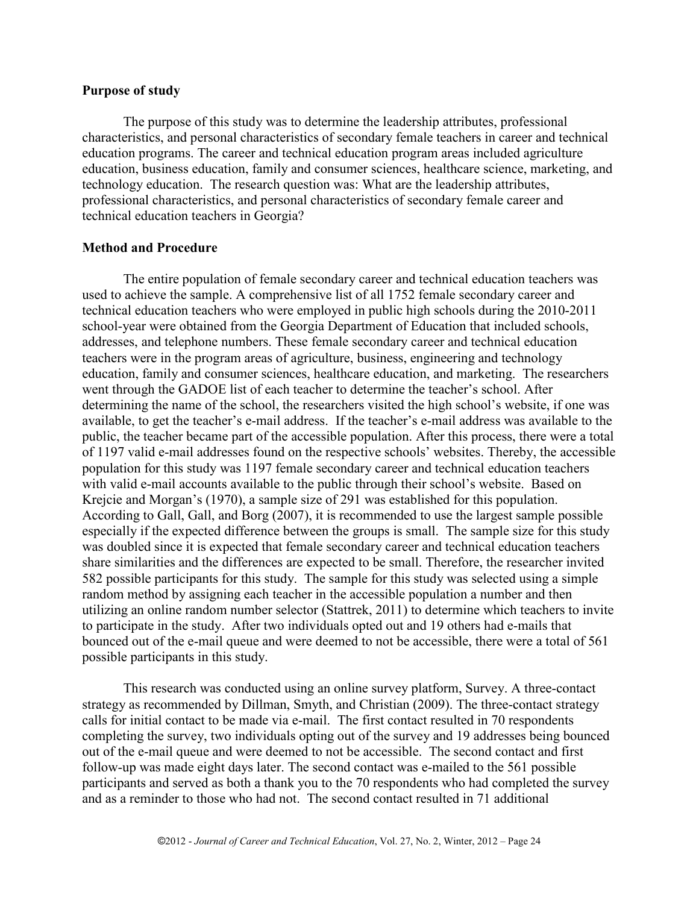### Purpose of study

The purpose of this study was to determine the leadership attributes, professional characteristics, and personal characteristics of secondary female teachers in career and technical education programs. The career and technical education program areas included agriculture education, business education, family and consumer sciences, healthcare science, marketing, and technology education. The research question was: What are the leadership attributes, professional characteristics, and personal characteristics of secondary female career and technical education teachers in Georgia?

### Method and Procedure

The entire population of female secondary career and technical education teachers was used to achieve the sample. A comprehensive list of all 1752 female secondary career and technical education teachers who were employed in public high schools during the 2010-2011 school-year were obtained from the Georgia Department of Education that included schools, addresses, and telephone numbers. These female secondary career and technical education teachers were in the program areas of agriculture, business, engineering and technology education, family and consumer sciences, healthcare education, and marketing. The researchers went through the GADOE list of each teacher to determine the teacher's school. After determining the name of the school, the researchers visited the high school's website, if one was available, to get the teacher's e-mail address. If the teacher's e-mail address was available to the public, the teacher became part of the accessible population. After this process, there were a total of 1197 valid e-mail addresses found on the respective schools' websites. Thereby, the accessible population for this study was 1197 female secondary career and technical education teachers with valid e-mail accounts available to the public through their school's website. Based on Krejcie and Morgan's (1970), a sample size of 291 was established for this population. According to Gall, Gall, and Borg (2007), it is recommended to use the largest sample possible especially if the expected difference between the groups is small. The sample size for this study was doubled since it is expected that female secondary career and technical education teachers share similarities and the differences are expected to be small. Therefore, the researcher invited 582 possible participants for this study. The sample for this study was selected using a simple random method by assigning each teacher in the accessible population a number and then utilizing an online random number selector (Stattrek, 2011) to determine which teachers to invite to participate in the study. After two individuals opted out and 19 others had e-mails that bounced out of the e-mail queue and were deemed to not be accessible, there were a total of 561 possible participants in this study.

This research was conducted using an online survey platform, Survey. A three-contact strategy as recommended by Dillman, Smyth, and Christian (2009). The three-contact strategy calls for initial contact to be made via e-mail. The first contact resulted in 70 respondents completing the survey, two individuals opting out of the survey and 19 addresses being bounced out of the e-mail queue and were deemed to not be accessible. The second contact and first follow-up was made eight days later. The second contact was e-mailed to the 561 possible participants and served as both a thank you to the 70 respondents who had completed the survey and as a reminder to those who had not. The second contact resulted in 71 additional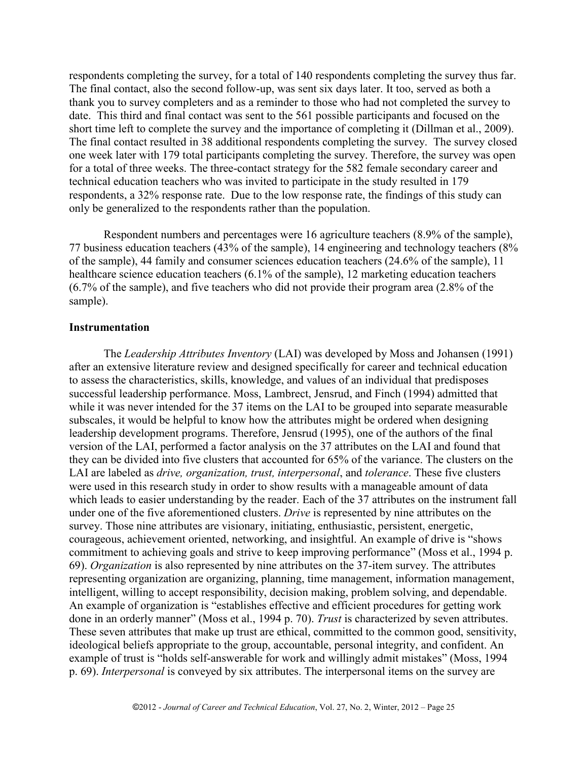respondents completing the survey, for a total of 140 respondents completing the survey thus far. The final contact, also the second follow-up, was sent six days later. It too, served as both a thank you to survey completers and as a reminder to those who had not completed the survey to date. This third and final contact was sent to the 561 possible participants and focused on the short time left to complete the survey and the importance of completing it (Dillman et al., 2009). The final contact resulted in 38 additional respondents completing the survey. The survey closed one week later with 179 total participants completing the survey. Therefore, the survey was open for a total of three weeks. The three-contact strategy for the 582 female secondary career and technical education teachers who was invited to participate in the study resulted in 179 respondents, a 32% response rate. Due to the low response rate, the findings of this study can only be generalized to the respondents rather than the population.

Respondent numbers and percentages were 16 agriculture teachers (8.9% of the sample), 77 business education teachers (43% of the sample), 14 engineering and technology teachers (8% of the sample), 44 family and consumer sciences education teachers (24.6% of the sample), 11 healthcare science education teachers (6.1% of the sample), 12 marketing education teachers (6.7% of the sample), and five teachers who did not provide their program area (2.8% of the sample).

### Instrumentation

The *Leadership Attributes Inventory* (LAI) was developed by Moss and Johansen (1991) after an extensive literature review and designed specifically for career and technical education to assess the characteristics, skills, knowledge, and values of an individual that predisposes successful leadership performance. Moss, Lambrect, Jensrud, and Finch (1994) admitted that while it was never intended for the 37 items on the LAI to be grouped into separate measurable subscales, it would be helpful to know how the attributes might be ordered when designing leadership development programs. Therefore, Jensrud (1995), one of the authors of the final version of the LAI, performed a factor analysis on the 37 attributes on the LAI and found that they can be divided into five clusters that accounted for 65% of the variance. The clusters on the LAI are labeled as *drive, organization, trust, interpersonal*, and *tolerance*. These five clusters were used in this research study in order to show results with a manageable amount of data which leads to easier understanding by the reader. Each of the 37 attributes on the instrument fall under one of the five aforementioned clusters. *Drive* is represented by nine attributes on the survey. Those nine attributes are visionary, initiating, enthusiastic, persistent, energetic, courageous, achievement oriented, networking, and insightful. An example of drive is "shows commitment to achieving goals and strive to keep improving performance" (Moss et al., 1994 p. 69). *Organization* is also represented by nine attributes on the 37-item survey. The attributes representing organization are organizing, planning, time management, information management, intelligent, willing to accept responsibility, decision making, problem solving, and dependable. An example of organization is "establishes effective and efficient procedures for getting work done in an orderly manner" (Moss et al., 1994 p. 70). *Trust* is characterized by seven attributes. These seven attributes that make up trust are ethical, committed to the common good, sensitivity, ideological beliefs appropriate to the group, accountable, personal integrity, and confident. An example of trust is "holds self-answerable for work and willingly admit mistakes" (Moss, 1994 p. 69). *Interpersonal* is conveyed by six attributes. The interpersonal items on the survey are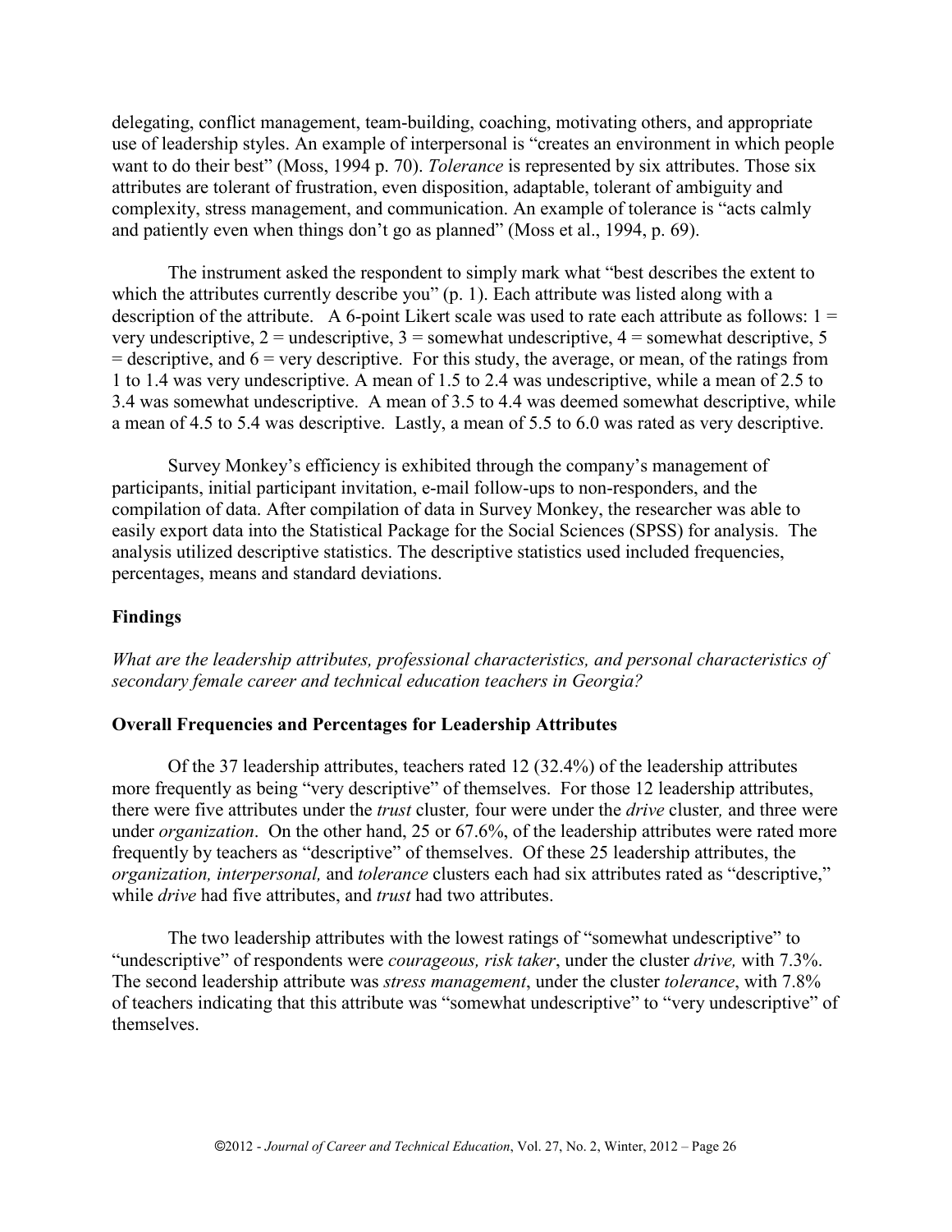delegating, conflict management, team-building, coaching, motivating others, and appropriate use of leadership styles. An example of interpersonal is "creates an environment in which people want to do their best" (Moss, 1994 p. 70). *Tolerance* is represented by six attributes. Those six attributes are tolerant of frustration, even disposition, adaptable, tolerant of ambiguity and complexity, stress management, and communication. An example of tolerance is "acts calmly and patiently even when things don't go as planned" (Moss et al., 1994, p. 69).

The instrument asked the respondent to simply mark what "best describes the extent to which the attributes currently describe you" (p. 1). Each attribute was listed along with a description of the attribute. A 6-point Likert scale was used to rate each attribute as follows: 1 = very undescriptive, 2 = undescriptive, 3 = somewhat undescriptive, 4 = somewhat descriptive, 5 = descriptive, and 6 = very descriptive. For this study, the average, or mean, of the ratings from 1 to 1.4 was very undescriptive. A mean of 1.5 to 2.4 was undescriptive, while a mean of 2.5 to 3.4 was somewhat undescriptive. A mean of 3.5 to 4.4 was deemed somewhat descriptive, while a mean of 4.5 to 5.4 was descriptive. Lastly, a mean of 5.5 to 6.0 was rated as very descriptive.

Survey Monkey's efficiency is exhibited through the company's management of participants, initial participant invitation, e-mail follow-ups to non-responders, and the compilation of data. After compilation of data in Survey Monkey, the researcher was able to easily export data into the Statistical Package for the Social Sciences (SPSS) for analysis. The analysis utilized descriptive statistics. The descriptive statistics used included frequencies, percentages, means and standard deviations.

## Findings

*What are the leadership attributes, professional characteristics, and personal characteristics of secondary female career and technical education teachers in Georgia?*

### Overall Frequencies and Percentages for Leadership Attributes

Of the 37 leadership attributes, teachers rated 12 (32.4%) of the leadership attributes more frequently as being "very descriptive" of themselves. For those 12 leadership attributes, there were five attributes under the *trust* cluster*,* four were under the *drive* cluster*,* and three were under *organization*. On the other hand, 25 or 67.6%, of the leadership attributes were rated more frequently by teachers as "descriptive" of themselves. Of these 25 leadership attributes, the *organization, interpersonal,* and *tolerance* clusters each had six attributes rated as "descriptive," while *drive* had five attributes, and *trust* had two attributes.

The two leadership attributes with the lowest ratings of "somewhat undescriptive" to "undescriptive" of respondents were *courageous, risk taker*, under the cluster *drive,* with 7.3%. The second leadership attribute was *stress management*, under the cluster *tolerance*, with 7.8% of teachers indicating that this attribute was "somewhat undescriptive" to "very undescriptive" of themselves.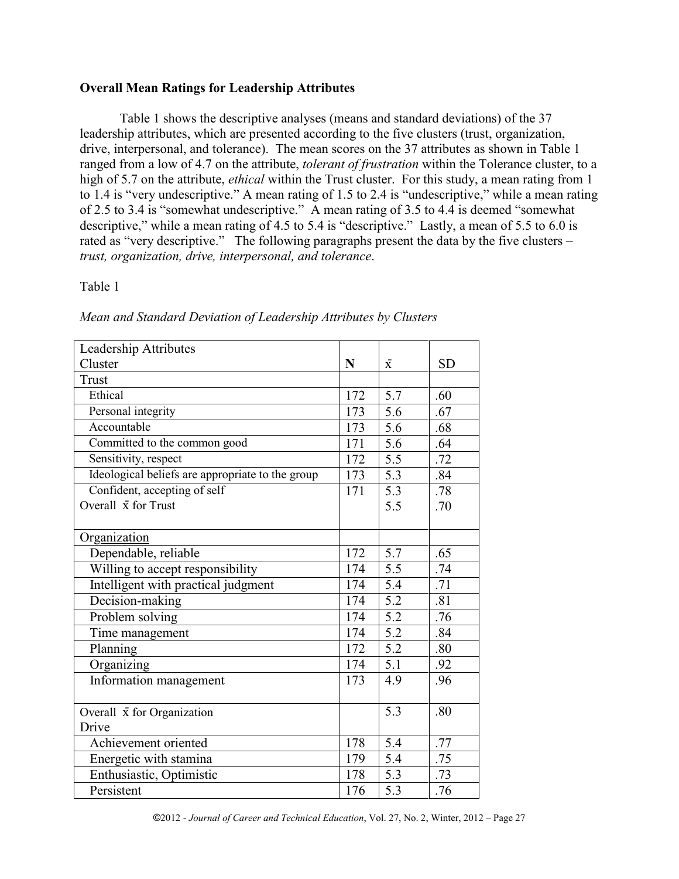**Overall Mean Ratings for Leadership Attributes**

Table 1 shows the descriptive analyses (means and standard deviations) of the 37 leadership attributes, which are presented according to the five clusters (trust, organization, drive, interpersonal, and tolerance). The mean scores on the 37 attributes as shown in Table 1 ranged from a low of 4.7 on the attribute, *tolerant of frustration* within the Tolerance cluster, to a high of 5.7 on the attribute, *ethical* within the Trust cluster. For this study, a mean rating from 1 to 1.4 is "very undescriptive." A mean rating of 1.5 to 2.4 is "undescriptive," while a mean rating of 2.5 to 3.4 is "somewhat undescriptive." A mean rating of 3.5 to 4.4 is deemed "somewhat descriptive," while a mean rating of 4.5 to 5.4 is "descriptive." Lastly, a mean of 5.5 to 6.0 is rated as "very descriptive." The following paragraphs present the data by the five clusters – *trust, organization, drive, interpersonal, and tolerance*.

Table 1

*Mean and Standard Deviation of Leadership Attributes by Clusters*

| Leadership Attributes Cluster | N | $\bar{x}$ | SD |
|---|---|---|---|
| Trust | | | |
| Ethical | 172 | 5.7 | .60 |
| Personal integrity | 173 | 5.6 | .67 |
| Accountable | 173 | 5.6 | .68 |
| Committed to the common good | 171 | 5.6 | .64 |
| Sensitivity, respect | 172 | 5.5 | .72 |
| Ideological beliefs are appropriate to the group | 173 | 5.3 | .84 |
| Confident, accepting of self | 171 | 5.3 | .78 |
| Overall $\bar{x}$ for Trust | | 5.5 | .70 |
| Organization | | | |
| Dependable, reliable | 172 | 5.7 | .65 |
| Willing to accept responsibility | 174 | 5.5 | .74 |
| Intelligent with practical judgment | 174 | 5.4 | .71 |
| Decision-making | 174 | 5.2 | .81 |
| Problem solving | 174 | 5.2 | .76 |
| Time management | 174 | 5.2 | .84 |
| Planning | 172 | 5.2 | .80 |
| Organizing | 174 | 5.1 | .92 |
| Information management | 173 | 4.9 | .96 |
| Overall $\bar{x}$ for Organization | | 5.3 | .80 |
| Drive | | | |
| Achievement oriented | 178 | 5.4 | .77 |
| Energetic with stamina | 179 | 5.4 | .75 |
| Enthusiastic, Optimistic | 178 | 5.3 | .73 |
| Persistent | 176 | 5.3 | .76 |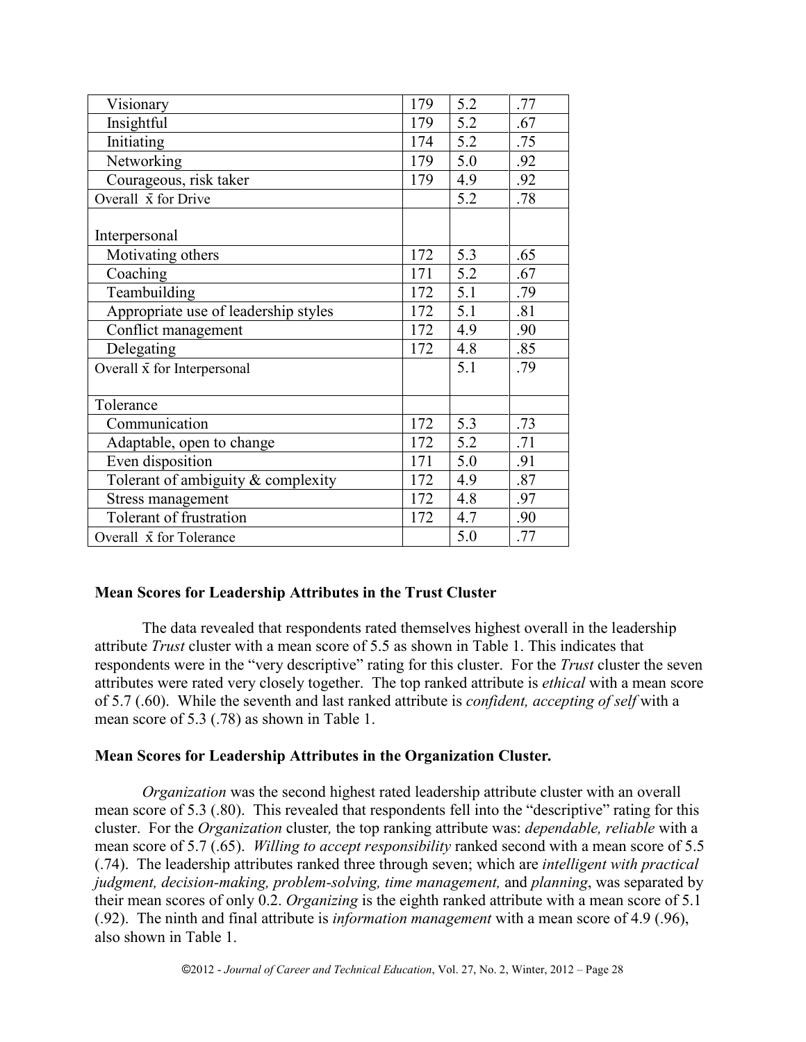| | | | |
|---|---|---|---|
| Visionary | 179 | 5.2 | .77 |
| Insightful | 179 | 5.2 | .67 |
| Initiating | 174 | 5.2 | .75 |
| Networking | 179 | 5.0 | .92 |
| Courageous, risk taker | 179 | 4.9 | .92 |
| Overall $\bar{x}$ for Drive | | 5.2 | .78 |
| Interpersonal | | | |
| Motivating others | 172 | 5.3 | .65 |
| Coaching | 171 | 5.2 | .67 |
| Teambuilding | 172 | 5.1 | .79 |
| Appropriate use of leadership styles | 172 | 5.1 | .81 |
| Conflict management | 172 | 4.9 | .90 |
| Delegating | 172 | 4.8 | .85 |
| Overall $\bar{x}$ for Interpersonal | | 5.1 | .79 |
| Tolerance | | | |
| Communication | 172 | 5.3 | .73 |
| Adaptable, open to change | 172 | 5.2 | .71 |
| Even disposition | 171 | 5.0 | .91 |
| Tolerant of ambiguity & complexity | 172 | 4.9 | .87 |
| Stress management | 172 | 4.8 | .97 |
| Tolerant of frustration | 172 | 4.7 | .90 |
| Overall $\bar{x}$ for Tolerance | | 5.0 | .77 |

### Mean Scores for Leadership Attributes in the Trust Cluster

The data revealed that respondents rated themselves highest overall in the leadership attribute *Trust* cluster with a mean score of 5.5 as shown in Table 1. This indicates that respondents were in the "very descriptive" rating for this cluster. For the *Trust* cluster the seven attributes were rated very closely together. The top ranked attribute is *ethical* with a mean score of 5.7 (.60). While the seventh and last ranked attribute is *confident, accepting of self* with a mean score of 5.3 (.78) as shown in Table 1.

### Mean Scores for Leadership Attributes in the Organization Cluster.

*Organization* was the second highest rated leadership attribute cluster with an overall mean score of 5.3 (.80). This revealed that respondents fell into the "descriptive" rating for this cluster. For the *Organization* cluster*,* the top ranking attribute was: *dependable, reliable* with a mean score of 5.7 (.65). *Willing to accept responsibility* ranked second with a mean score of 5.5 (.74). The leadership attributes ranked three through seven; which are *intelligent with practical judgment, decision-making, problem-solving, time management,* and *planning*, was separated by their mean scores of only 0.2. *Organizing* is the eighth ranked attribute with a mean score of 5.1 (.92). The ninth and final attribute is *information management* with a mean score of 4.9 (.96), also shown in Table 1.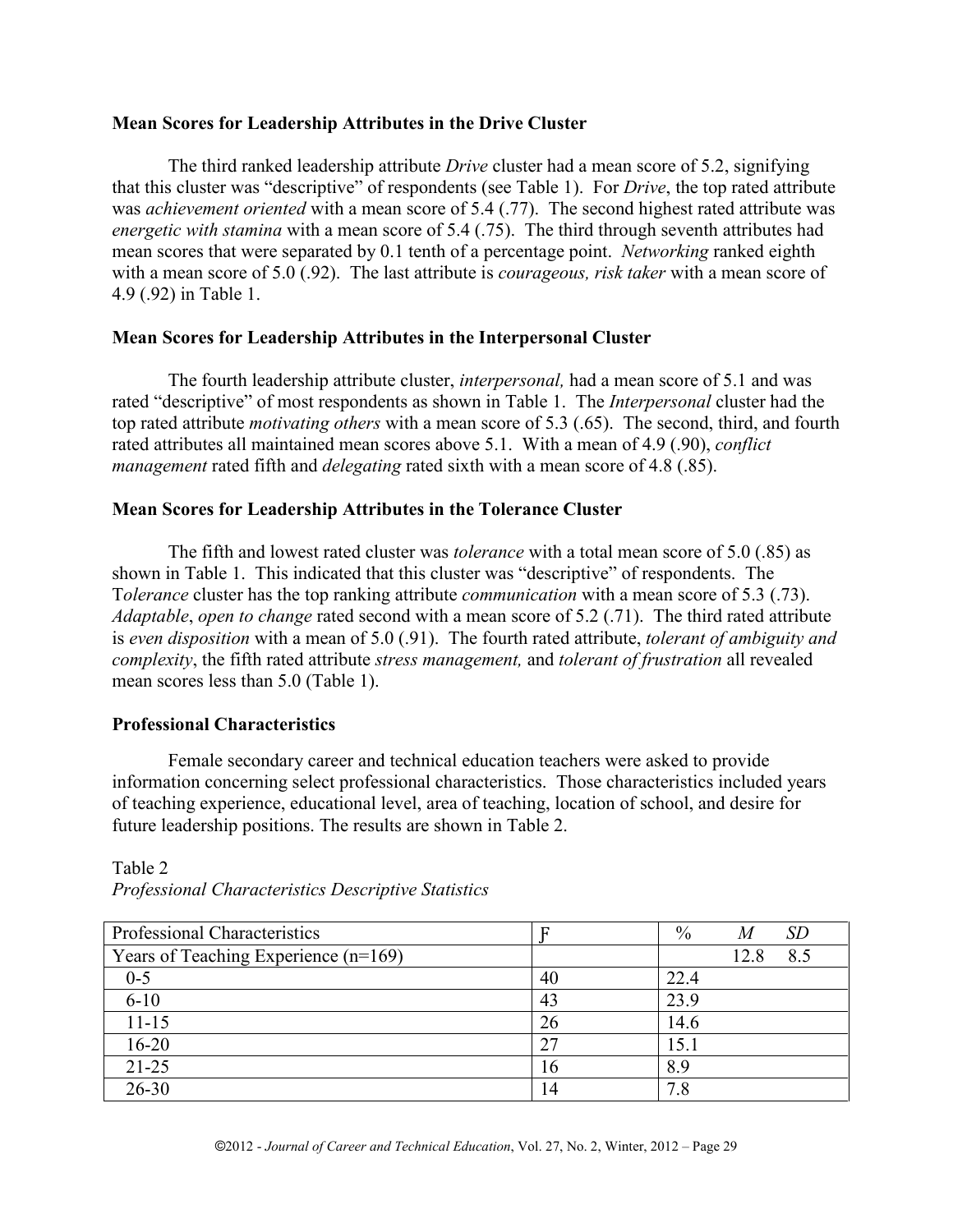**Mean Scores for Leadership Attributes in the Drive Cluster**

The third ranked leadership attribute *Drive* cluster had a mean score of 5.2, signifying that this cluster was "descriptive" of respondents (see Table 1). For *Drive*, the top rated attribute was *achievement oriented* with a mean score of 5.4 (.77). The second highest rated attribute was *energetic with stamina* with a mean score of 5.4 (.75). The third through seventh attributes had mean scores that were separated by 0.1 tenth of a percentage point. *Networking* ranked eighth with a mean score of 5.0 (.92). The last attribute is *courageous, risk taker* with a mean score of 4.9 (.92) in Table 1.

**Mean Scores for Leadership Attributes in the Interpersonal Cluster**

The fourth leadership attribute cluster, *interpersonal,* had a mean score of 5.1 and was rated "descriptive" of most respondents as shown in Table 1. The *Interpersonal* cluster had the top rated attribute *motivating others* with a mean score of 5.3 (.65). The second, third, and fourth rated attributes all maintained mean scores above 5.1. With a mean of 4.9 (.90), *conflict management* rated fifth and *delegating* rated sixth with a mean score of 4.8 (.85).

**Mean Scores for Leadership Attributes in the Tolerance Cluster**

The fifth and lowest rated cluster was *tolerance* with a total mean score of 5.0 (.85) as shown in Table 1. This indicated that this cluster was "descriptive" of respondents. The T*olerance* cluster has the top ranking attribute *communication* with a mean score of 5.3 (.73). *Adaptable*, *open to change* rated second with a mean score of 5.2 (.71). The third rated attribute is *even disposition* with a mean of 5.0 (.91). The fourth rated attribute, *tolerant of ambiguity and complexity*, the fifth rated attribute *stress management,* and *tolerant of frustration* all revealed mean scores less than 5.0 (Table 1).

**Professional Characteristics**

Female secondary career and technical education teachers were asked to provide information concerning select professional characteristics. Those characteristics included years of teaching experience, educational level, area of teaching, location of school, and desire for future leadership positions. The results are shown in Table 2.

Table 2
*Professional Characteristics Descriptive Statistics*

| Professional Characteristics | Ƒ | % | *M* | *SD* |
|---|---|---|---|---|
| Years of Teaching Experience (n=169) | | | 12.8 | 8.5 |
| 0-5 | 40 | 22.4 | | |
| 6-10 | 43 | 23.9 | | |
| 11-15 | 26 | 14.6 | | |
| 16-20 | 27 | 15.1 | | |
| 21-25 | 16 | 8.9 | | |
| 26-30 | 14 | 7.8 | | |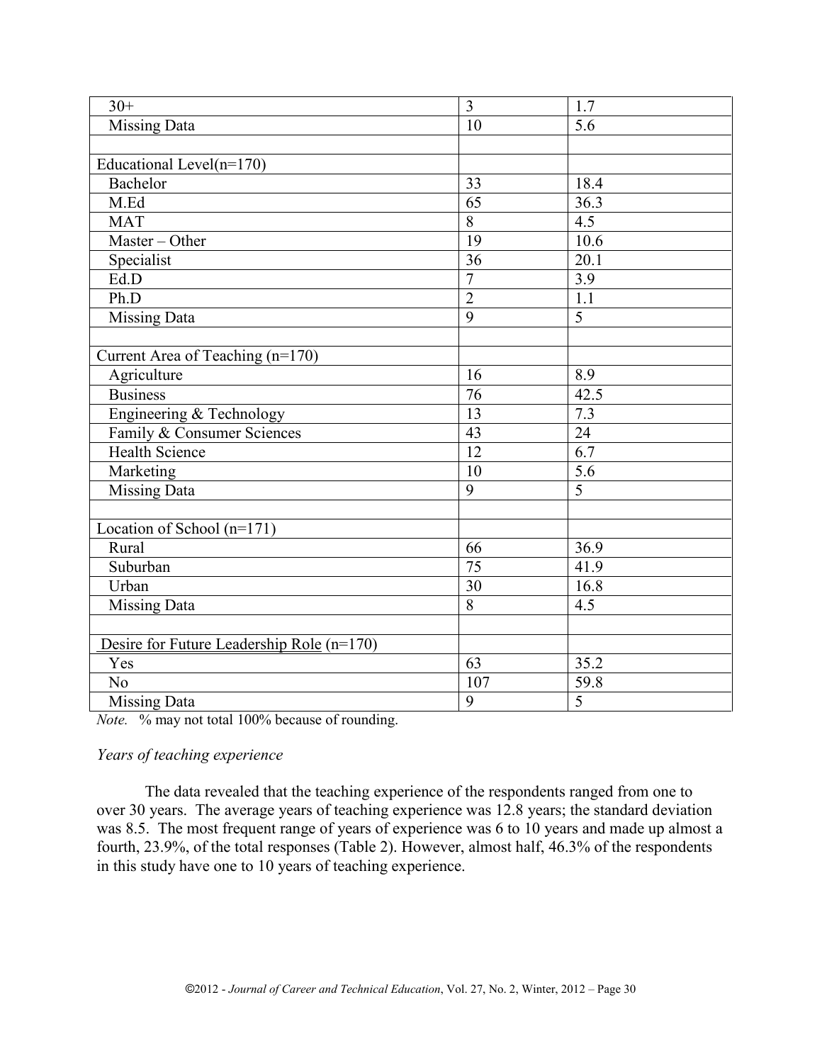| | | |
|---|---|---|
| 30+ | 3 | 1.7 |
| Missing Data | 10 | 5.6 |
| | | |
| Educational Level(n=170) | | |
| Bachelor | 33 | 18.4 |
| M.Ed | 65 | 36.3 |
| MAT | 8 | 4.5 |
| Master – Other | 19 | 10.6 |
| Specialist | 36 | 20.1 |
| Ed.D | 7 | 3.9 |
| Ph.D | 2 | 1.1 |
| Missing Data | 9 | 5 |
| | | |
| Current Area of Teaching (n=170) | | |
| Agriculture | 16 | 8.9 |
| Business | 76 | 42.5 |
| Engineering & Technology | 13 | 7.3 |
| Family & Consumer Sciences | 43 | 24 |
| Health Science | 12 | 6.7 |
| Marketing | 10 | 5.6 |
| Missing Data | 9 | 5 |
| | | |
| Location of School (n=171) | | |
| Rural | 66 | 36.9 |
| Suburban | 75 | 41.9 |
| Urban | 30 | 16.8 |
| Missing Data | 8 | 4.5 |
| | | |
| Desire for Future Leadership Role (n=170) | | |
| Yes | 63 | 35.2 |
| No | 107 | 59.8 |
| Missing Data | 9 | 5 |

*Note.* % may not total 100% because of rounding.

*Years of teaching experience*

The data revealed that the teaching experience of the respondents ranged from one to over 30 years. The average years of teaching experience was 12.8 years; the standard deviation was 8.5. The most frequent range of years of experience was 6 to 10 years and made up almost a fourth, 23.9%, of the total responses (Table 2). However, almost half, 46.3% of the respondents in this study have one to 10 years of teaching experience.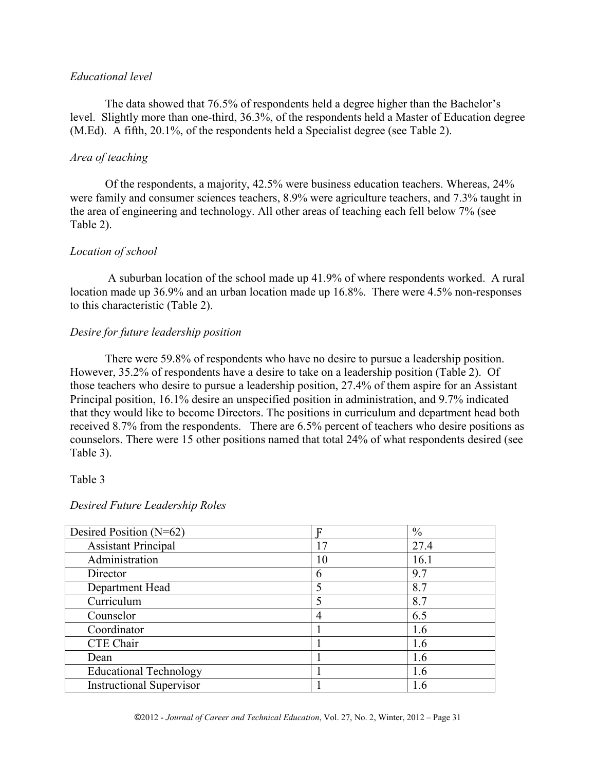*Educational level*

The data showed that 76.5% of respondents held a degree higher than the Bachelor's level. Slightly more than one-third, 36.3%, of the respondents held a Master of Education degree (M.Ed). A fifth, 20.1%, of the respondents held a Specialist degree (see Table 2).

*Area of teaching*

Of the respondents, a majority, 42.5% were business education teachers. Whereas, 24% were family and consumer sciences teachers, 8.9% were agriculture teachers, and 7.3% taught in the area of engineering and technology. All other areas of teaching each fell below 7% (see Table 2).

*Location of school*

A suburban location of the school made up 41.9% of where respondents worked. A rural location made up 36.9% and an urban location made up 16.8%. There were 4.5% non-responses to this characteristic (Table 2).

*Desire for future leadership position*

There were 59.8% of respondents who have no desire to pursue a leadership position. However, 35.2% of respondents have a desire to take on a leadership position (Table 2). Of those teachers who desire to pursue a leadership position, 27.4% of them aspire for an Assistant Principal position, 16.1% desire an unspecified position in administration, and 9.7% indicated that they would like to become Directors. The positions in curriculum and department head both received 8.7% from the respondents. There are 6.5% percent of teachers who desire positions as counselors. There were 15 other positions named that total 24% of what respondents desired (see Table 3).

Table 3

*Desired Future Leadership Roles*

| Desired Position (N=62) | Ƒ | % |
|---|---|---|
| Assistant Principal | 17 | 27.4 |
| Administration | 10 | 16.1 |
| Director | 6 | 9.7 |
| Department Head | 5 | 8.7 |
| Curriculum | 5 | 8.7 |
| Counselor | 4 | 6.5 |
| Coordinator | 1 | 1.6 |
| CTE Chair | 1 | 1.6 |
| Dean | 1 | 1.6 |
| Educational Technology | 1 | 1.6 |
| Instructional Supervisor | 1 | 1.6 |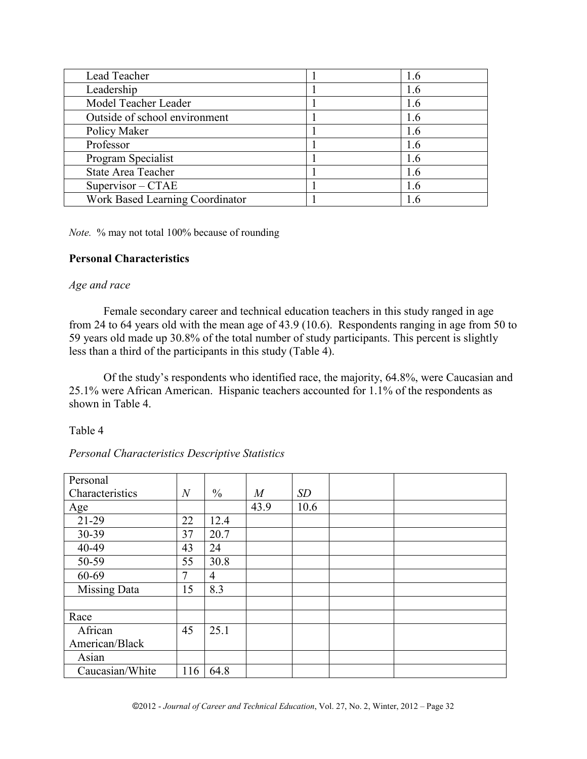| | | |
|---|---|---|
| Lead Teacher | 1 | 1.6 |
| Leadership | 1 | 1.6 |
| Model Teacher Leader | 1 | 1.6 |
| Outside of school environment | 1 | 1.6 |
| Policy Maker | 1 | 1.6 |
| Professor | 1 | 1.6 |
| Program Specialist | 1 | 1.6 |
| State Area Teacher | 1 | 1.6 |
| Supervisor – CTAE | 1 | 1.6 |
| Work Based Learning Coordinator | 1 | 1.6 |

*Note.* % may not total 100% because of rounding

**Personal Characteristics**

*Age and race*

Female secondary career and technical education teachers in this study ranged in age from 24 to 64 years old with the mean age of 43.9 (10.6). Respondents ranging in age from 50 to 59 years old made up 30.8% of the total number of study participants. This percent is slightly less than a third of the participants in this study (Table 4).

Of the study's respondents who identified race, the majority, 64.8%, were Caucasian and 25.1% were African American. Hispanic teachers accounted for 1.1% of the respondents as shown in Table 4.

Table 4

*Personal Characteristics Descriptive Statistics*

| Personal Characteristics | *N* | % | *M* | *SD* | | |
|---|---|---|---|---|---|---|
| Age | | | 43.9 | 10.6 | | |
| 21-29 | 22 | 12.4 | | | | |
| 30-39 | 37 | 20.7 | | | | |
| 40-49 | 43 | 24 | | | | |
| 50-59 | 55 | 30.8 | | | | |
| 60-69 | 7 | 4 | | | | |
| Missing Data | 15 | 8.3 | | | | |
| | | | | | | |
| Race | | | | | | |
| African American/Black | 45 | 25.1 | | | | |
| Asian | | | | | | |
| Caucasian/White | 116 | 64.8 | | | | |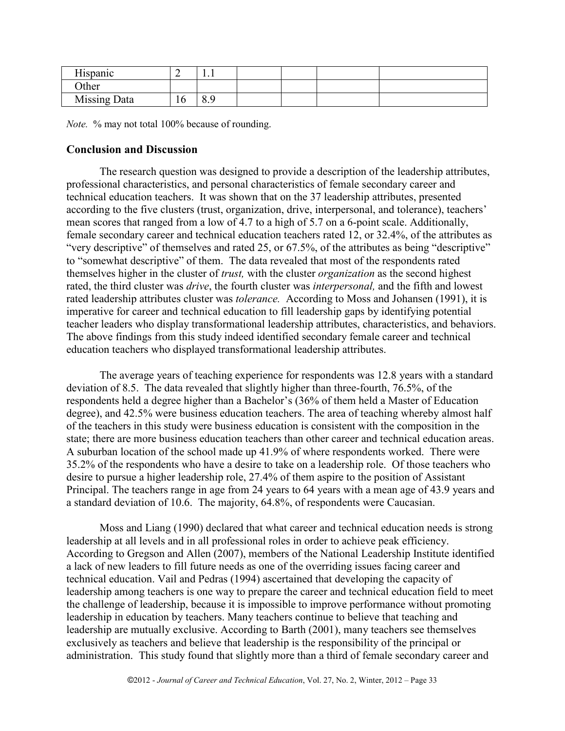| Hispanic | 2 | 1.1 | | | | |
|---|---|---|---|---|---|---|
| Other | | | | | | |
| Missing Data | 16 | 8.9 | | | | |

*Note.* % may not total 100% because of rounding.

## Conclusion and Discussion

The research question was designed to provide a description of the leadership attributes, professional characteristics, and personal characteristics of female secondary career and technical education teachers. It was shown that on the 37 leadership attributes, presented according to the five clusters (trust, organization, drive, interpersonal, and tolerance), teachers' mean scores that ranged from a low of 4.7 to a high of 5.7 on a 6-point scale. Additionally, female secondary career and technical education teachers rated 12, or 32.4%, of the attributes as "very descriptive" of themselves and rated 25, or 67.5%, of the attributes as being "descriptive" to "somewhat descriptive" of them. The data revealed that most of the respondents rated themselves higher in the cluster of *trust,* with the cluster *organization* as the second highest rated, the third cluster was *drive*, the fourth cluster was *interpersonal,* and the fifth and lowest rated leadership attributes cluster was *tolerance.* According to Moss and Johansen (1991), it is imperative for career and technical education to fill leadership gaps by identifying potential teacher leaders who display transformational leadership attributes, characteristics, and behaviors. The above findings from this study indeed identified secondary female career and technical education teachers who displayed transformational leadership attributes.

The average years of teaching experience for respondents was 12.8 years with a standard deviation of 8.5. The data revealed that slightly higher than three-fourth, 76.5%, of the respondents held a degree higher than a Bachelor's (36% of them held a Master of Education degree), and 42.5% were business education teachers. The area of teaching whereby almost half of the teachers in this study were business education is consistent with the composition in the state; there are more business education teachers than other career and technical education areas. A suburban location of the school made up 41.9% of where respondents worked. There were 35.2% of the respondents who have a desire to take on a leadership role. Of those teachers who desire to pursue a higher leadership role, 27.4% of them aspire to the position of Assistant Principal. The teachers range in age from 24 years to 64 years with a mean age of 43.9 years and a standard deviation of 10.6. The majority, 64.8%, of respondents were Caucasian.

Moss and Liang (1990) declared that what career and technical education needs is strong leadership at all levels and in all professional roles in order to achieve peak efficiency. According to Gregson and Allen (2007), members of the National Leadership Institute identified a lack of new leaders to fill future needs as one of the overriding issues facing career and technical education. Vail and Pedras (1994) ascertained that developing the capacity of leadership among teachers is one way to prepare the career and technical education field to meet the challenge of leadership, because it is impossible to improve performance without promoting leadership in education by teachers. Many teachers continue to believe that teaching and leadership are mutually exclusive. According to Barth (2001), many teachers see themselves exclusively as teachers and believe that leadership is the responsibility of the principal or administration. This study found that slightly more than a third of female secondary career and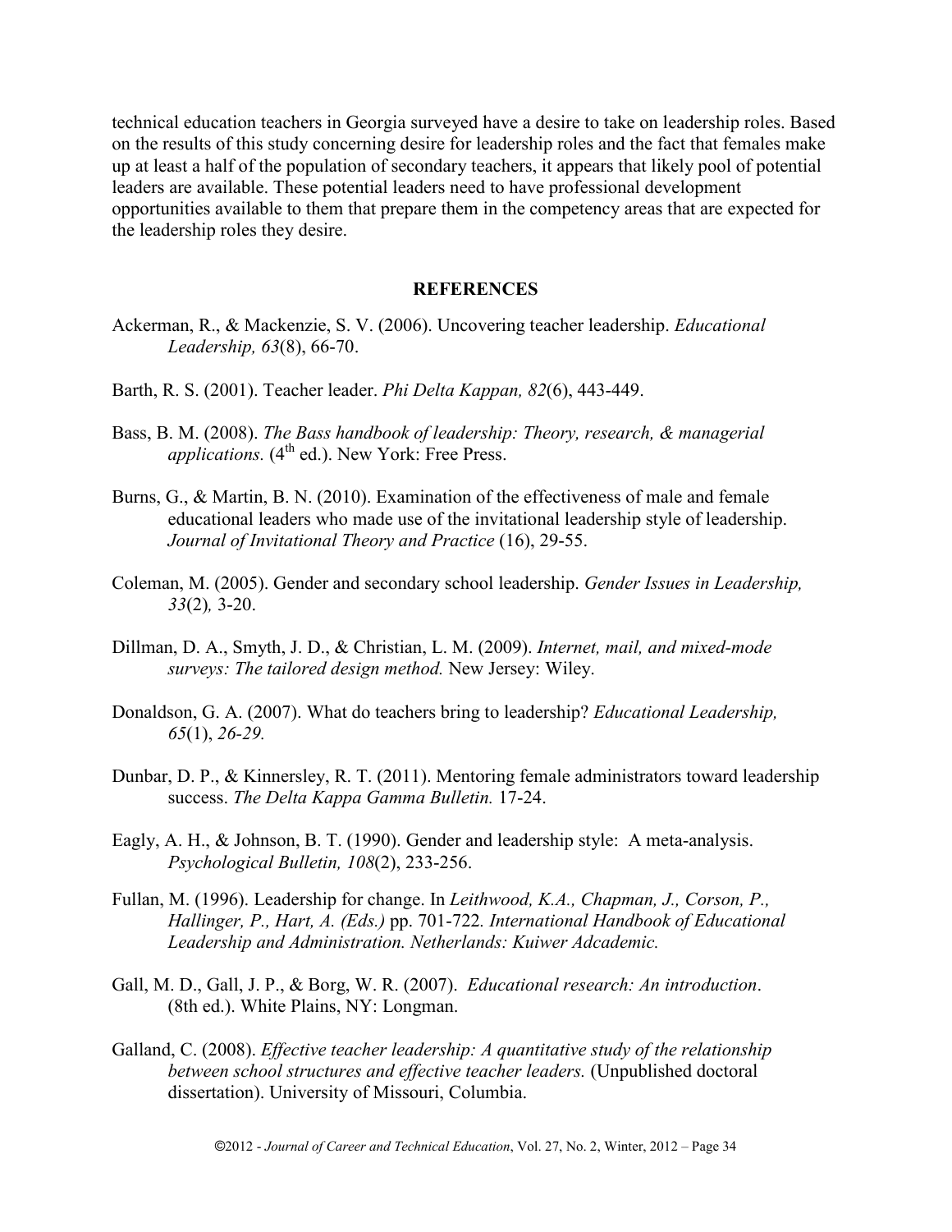technical education teachers in Georgia surveyed have a desire to take on leadership roles. Based on the results of this study concerning desire for leadership roles and the fact that females make up at least a half of the population of secondary teachers, it appears that likely pool of potential leaders are available. These potential leaders need to have professional development opportunities available to them that prepare them in the competency areas that are expected for the leadership roles they desire.

## REFERENCES

Ackerman, R., & Mackenzie, S. V. (2006). Uncovering teacher leadership. *Educational Leadership, 63*(8), 66-70.

Barth, R. S. (2001). Teacher leader. *Phi Delta Kappan, 82*(6), 443-449.

Bass, B. M. (2008). *The Bass handbook of leadership: Theory, research, & managerial applications.* (4th ed.). New York: Free Press.

Burns, G., & Martin, B. N. (2010). Examination of the effectiveness of male and female educational leaders who made use of the invitational leadership style of leadership. *Journal of Invitational Theory and Practice* (16), 29-55.

Coleman, M. (2005). Gender and secondary school leadership. *Gender Issues in Leadership, 33*(2)*,* 3-20.

Dillman, D. A., Smyth, J. D., & Christian, L. M. (2009). *Internet, mail, and mixed-mode surveys: The tailored design method.* New Jersey: Wiley.

Donaldson, G. A. (2007). What do teachers bring to leadership? *Educational Leadership, 65*(1), *26-29.*

Dunbar, D. P., & Kinnersley, R. T. (2011). Mentoring female administrators toward leadership success. *The Delta Kappa Gamma Bulletin.* 17-24.

Eagly, A. H., & Johnson, B. T. (1990). Gender and leadership style: A meta-analysis. *Psychological Bulletin, 108*(2), 233-256.

Fullan, M. (1996). Leadership for change. In *Leithwood, K.A., Chapman, J., Corson, P., Hallinger, P., Hart, A. (Eds.)* pp. 701-722*. International Handbook of Educational Leadership and Administration. Netherlands: Kuiwer Adcademic.*

Gall, M. D., Gall, J. P., & Borg, W. R. (2007). *Educational research: An introduction*. (8th ed.). White Plains, NY: Longman.

Galland, C. (2008). *Effective teacher leadership: A quantitative study of the relationship between school structures and effective teacher leaders.* (Unpublished doctoral dissertation). University of Missouri, Columbia.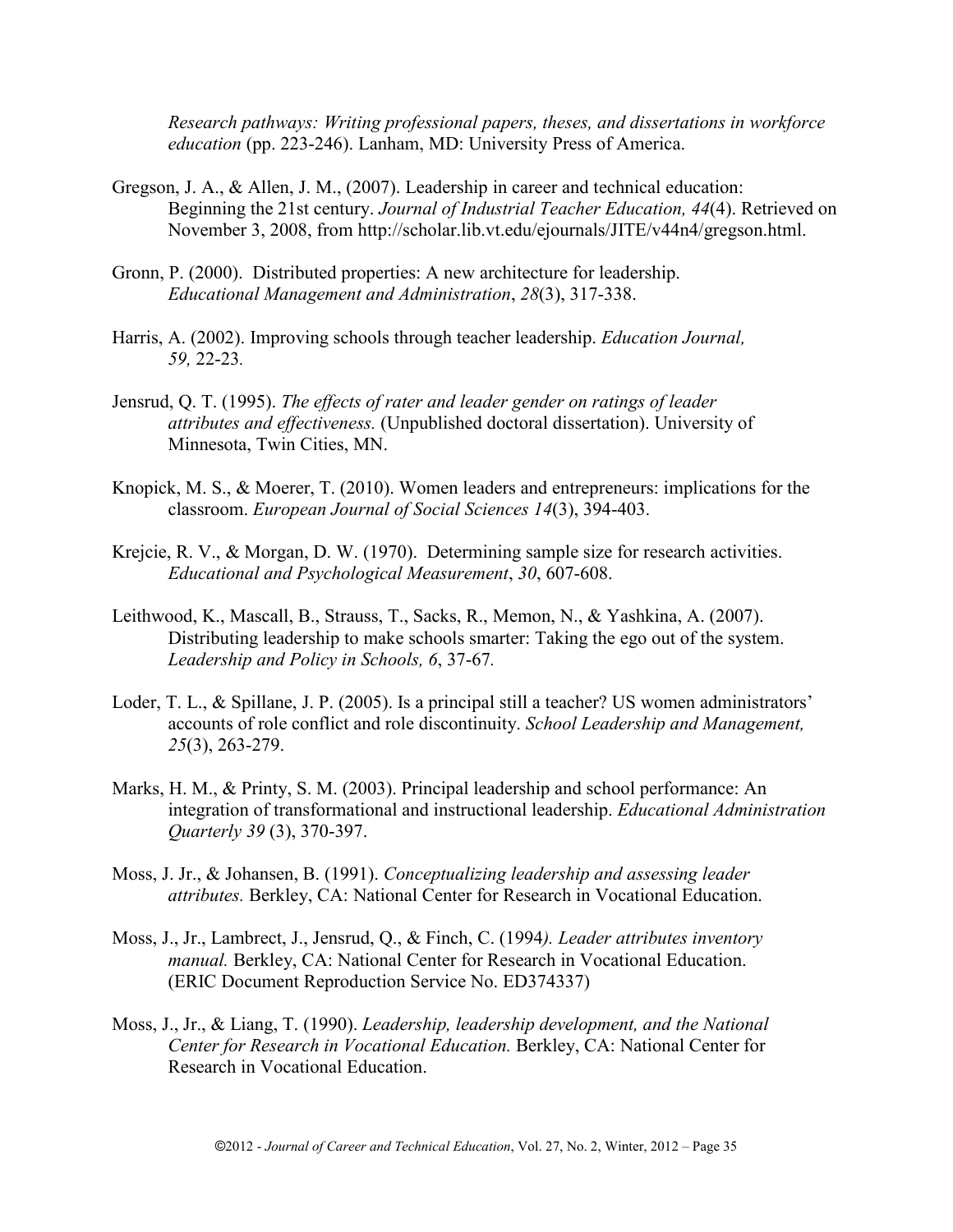*Research pathways: Writing professional papers, theses, and dissertations in workforce education* (pp. 223-246). Lanham, MD: University Press of America.

Gregson, J. A., & Allen, J. M., (2007). Leadership in career and technical education: Beginning the 21st century. *Journal of Industrial Teacher Education, 44*(4). Retrieved on November 3, 2008, from http://scholar.lib.vt.edu/ejournals/JITE/v44n4/gregson.html.

Gronn, P. (2000). Distributed properties: A new architecture for leadership. *Educational Management and Administration*, *28*(3), 317-338.

Harris, A. (2002). Improving schools through teacher leadership. *Education Journal, 59,* 22-23*.*

Jensrud, Q. T. (1995). *The effects of rater and leader gender on ratings of leader attributes and effectiveness.* (Unpublished doctoral dissertation). University of Minnesota, Twin Cities, MN.

Knopick, M. S., & Moerer, T. (2010). Women leaders and entrepreneurs: implications for the classroom. *European Journal of Social Sciences 14*(3), 394-403.

Krejcie, R. V., & Morgan, D. W. (1970). Determining sample size for research activities. *Educational and Psychological Measurement*, *30*, 607-608.

Leithwood, K., Mascall, B., Strauss, T., Sacks, R., Memon, N., & Yashkina, A. (2007). Distributing leadership to make schools smarter: Taking the ego out of the system. *Leadership and Policy in Schools, 6*, 37-67*.*

Loder, T. L., & Spillane, J. P. (2005). Is a principal still a teacher? US women administrators' accounts of role conflict and role discontinuity. *School Leadership and Management, 25*(3), 263-279.

Marks, H. M., & Printy, S. M. (2003). Principal leadership and school performance: An integration of transformational and instructional leadership. *Educational Administration Quarterly 39* (3), 370-397.

Moss, J. Jr., & Johansen, B. (1991). *Conceptualizing leadership and assessing leader attributes.* Berkley, CA: National Center for Research in Vocational Education.

Moss, J., Jr., Lambrect, J., Jensrud, Q., & Finch, C. (1994*). Leader attributes inventory manual.* Berkley, CA: National Center for Research in Vocational Education. (ERIC Document Reproduction Service No. ED374337)

Moss, J., Jr., & Liang, T. (1990). *Leadership, leadership development, and the National Center for Research in Vocational Education.* Berkley, CA: National Center for Research in Vocational Education.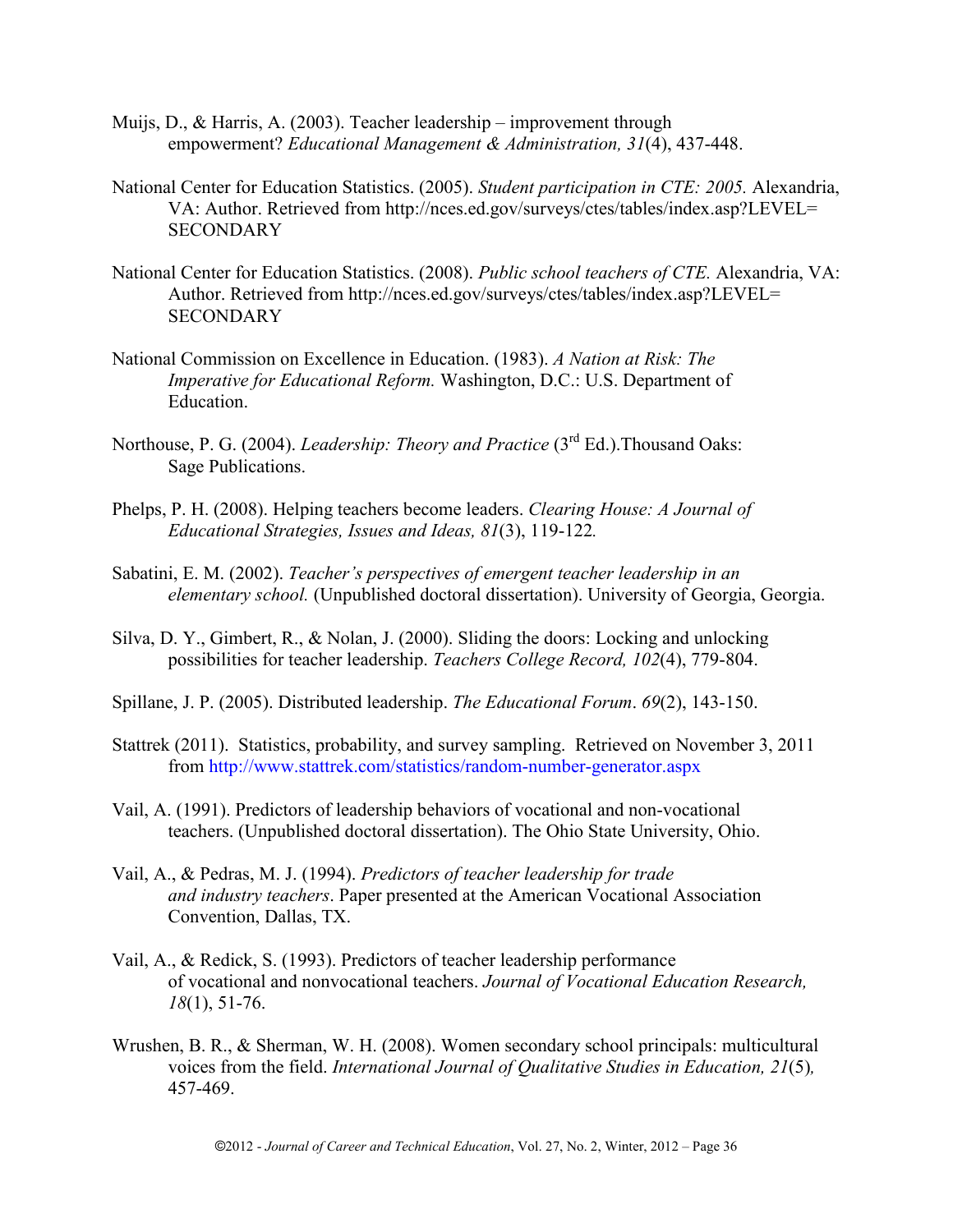Muijs, D., & Harris, A. (2003). Teacher leadership – improvement through empowerment? *Educational Management & Administration, 31*(4), 437-448.

National Center for Education Statistics. (2005). *Student participation in CTE: 2005.* Alexandria, VA: Author. Retrieved from http://nces.ed.gov/surveys/ctes/tables/index.asp?LEVEL=SECONDARY

National Center for Education Statistics. (2008). *Public school teachers of CTE.* Alexandria, VA: Author. Retrieved from http://nces.ed.gov/surveys/ctes/tables/index.asp?LEVEL=SECONDARY

National Commission on Excellence in Education. (1983). *A Nation at Risk: The Imperative for Educational Reform.* Washington, D.C.: U.S. Department of Education.

Northouse, P. G. (2004). *Leadership: Theory and Practice* (3rd Ed.).Thousand Oaks: Sage Publications.

Phelps, P. H. (2008). Helping teachers become leaders. *Clearing House: A Journal of Educational Strategies, Issues and Ideas, 81*(3), 119-122*.*

Sabatini, E. M. (2002). *Teacher's perspectives of emergent teacher leadership in an elementary school.* (Unpublished doctoral dissertation). University of Georgia, Georgia.

Silva, D. Y., Gimbert, R., & Nolan, J. (2000). Sliding the doors: Locking and unlocking possibilities for teacher leadership. *Teachers College Record, 102*(4), 779-804.

Spillane, J. P. (2005). Distributed leadership. *The Educational Forum*. *69*(2), 143-150.

Stattrek (2011). Statistics, probability, and survey sampling. Retrieved on November 3, 2011 from http://www.stattrek.com/statistics/random-number-generator.aspx

Vail, A. (1991). Predictors of leadership behaviors of vocational and non-vocational teachers. (Unpublished doctoral dissertation). The Ohio State University, Ohio.

Vail, A., & Pedras, M. J. (1994). *Predictors of teacher leadership for trade and industry teachers*. Paper presented at the American Vocational Association Convention, Dallas, TX.

Vail, A., & Redick, S. (1993). Predictors of teacher leadership performance of vocational and nonvocational teachers. *Journal of Vocational Education Research, 18*(1), 51-76.

Wrushen, B. R., & Sherman, W. H. (2008). Women secondary school principals: multicultural voices from the field. *International Journal of Qualitative Studies in Education, 21*(5)*,* 457-469.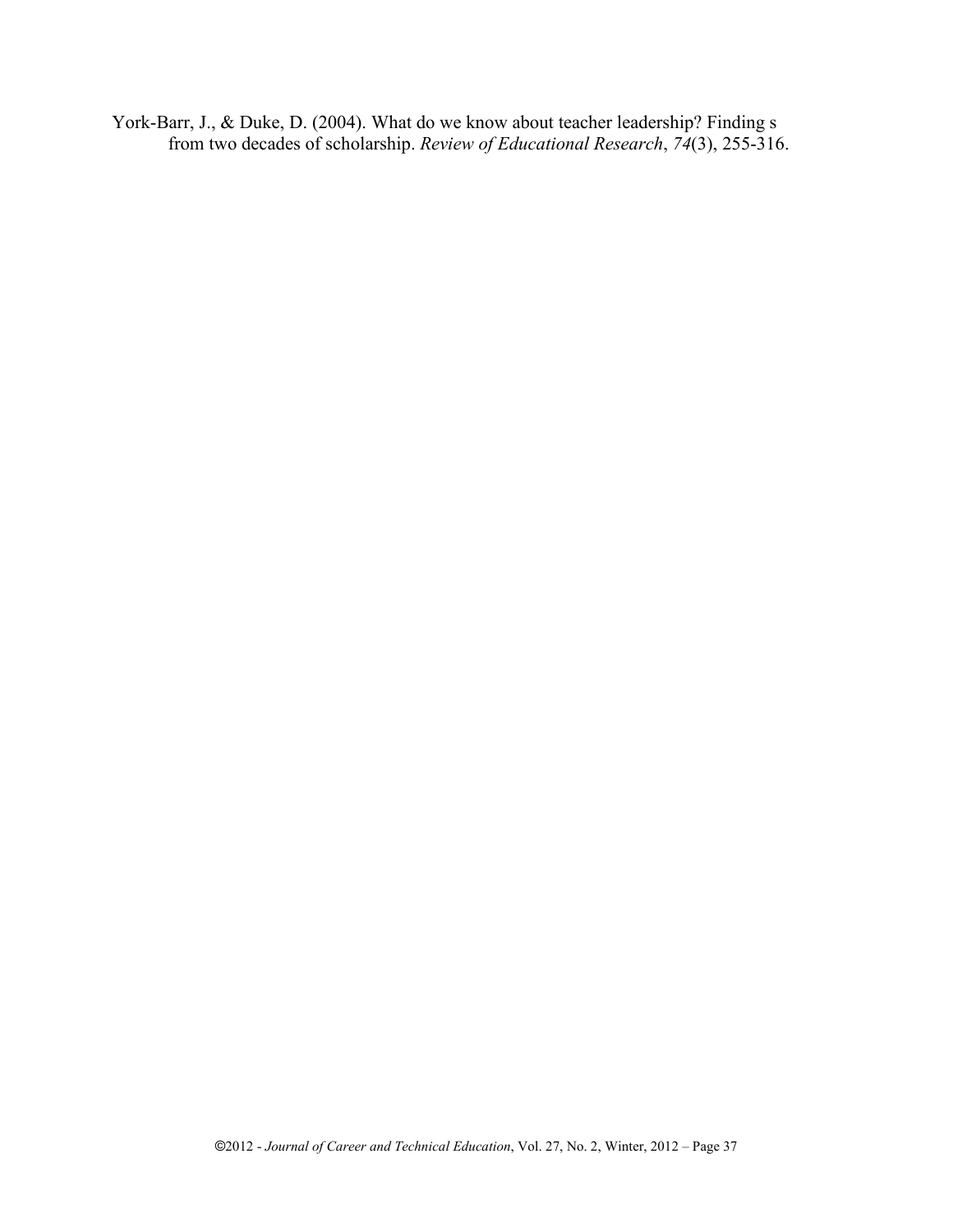York-Barr, J., & Duke, D. (2004). What do we know about teacher leadership? Finding s from two decades of scholarship. *Review of Educational Research*, *74*(3), 255-316.